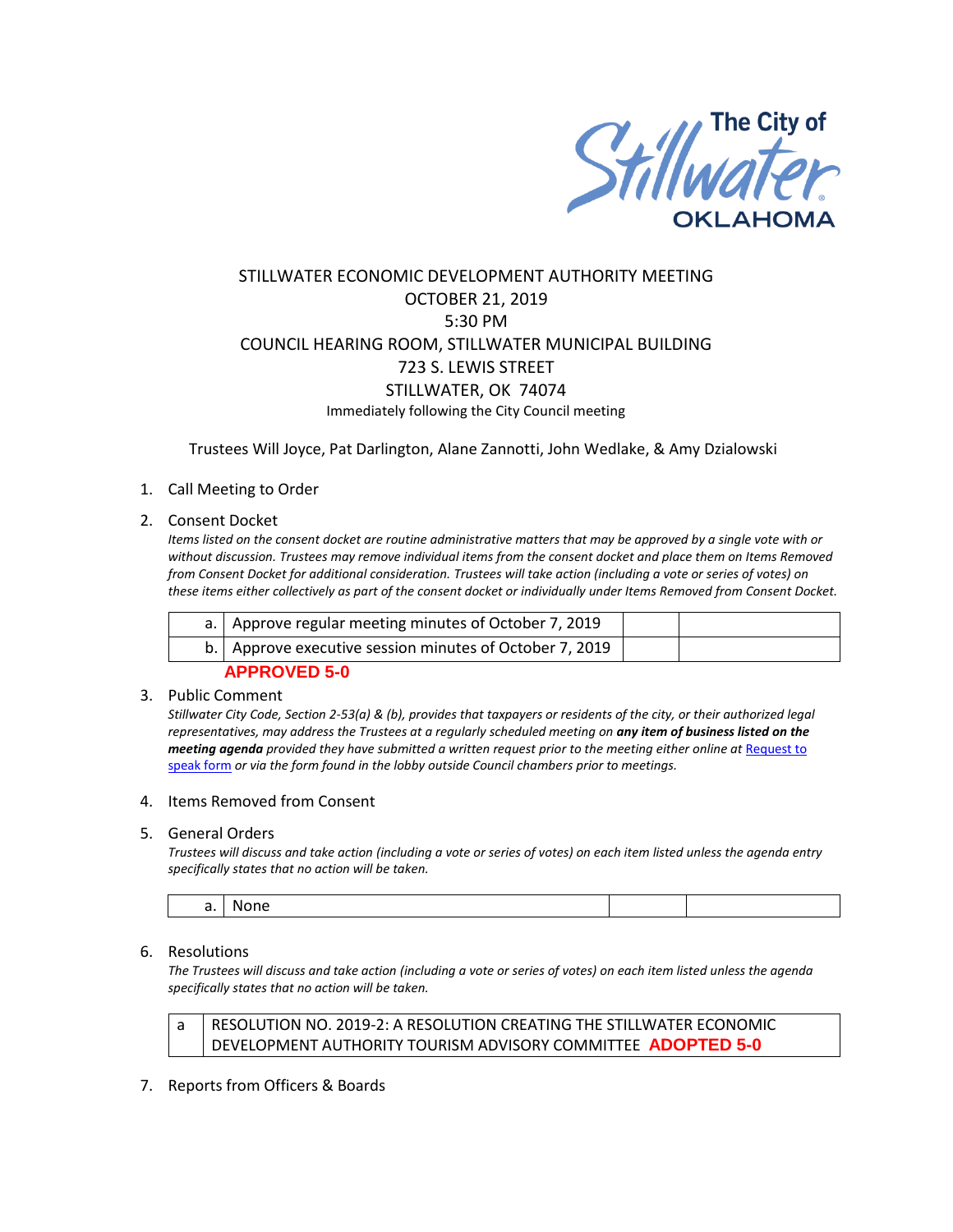The City of Stillwater OKLAHOMA

STILLWATER ECONOMIC DEVELOPMENT AUTHORITY MEETING
OCTOBER 21, 2019
5:30 PM
COUNCIL HEARING ROOM, STILLWATER MUNICIPAL BUILDING
723 S. LEWIS STREET
STILLWATER, OK 74074
Immediately following the City Council meeting

Trustees Will Joyce, Pat Darlington, Alane Zannotti, John Wedlake, & Amy Dzialowski

1. Call Meeting to Order

2. Consent Docket

*Items listed on the consent docket are routine administrative matters that may be approved by a single vote with or without discussion. Trustees may remove individual items from the consent docket and place them on Items Removed from Consent Docket for additional consideration. Trustees will take action (including a vote or series of votes) on these items either collectively as part of the consent docket or individually under Items Removed from Consent Docket.*

| | | | |
|---|---|---|---|
| a. | Approve regular meeting minutes of October 7, 2019 | | |
| b. | Approve executive session minutes of October 7, 2019 | | |

**APPROVED 5-0**

3. Public Comment

*Stillwater City Code, Section 2-53(a) & (b), provides that taxpayers or residents of the city, or their authorized legal representatives, may address the Trustees at a regularly scheduled meeting on* ***any item of business listed on the meeting agenda*** *provided they have submitted a written request prior to the meeting either online at* [Request to speak form](#) *or via the form found in the lobby outside Council chambers prior to meetings.*

4. Items Removed from Consent

5. General Orders

*Trustees will discuss and take action (including a vote or series of votes) on each item listed unless the agenda entry specifically states that no action will be taken.*

| | | | |
|---|---|---|---|
| a. | None | | |

6. Resolutions

*The Trustees will discuss and take action (including a vote or series of votes) on each item listed unless the agenda specifically states that no action will be taken.*

| | |
|---|---|
| a | RESOLUTION NO. 2019-2: A RESOLUTION CREATING THE STILLWATER ECONOMIC DEVELOPMENT AUTHORITY TOURISM ADVISORY COMMITTEE **ADOPTED 5-0** |

7. Reports from Officers & Boards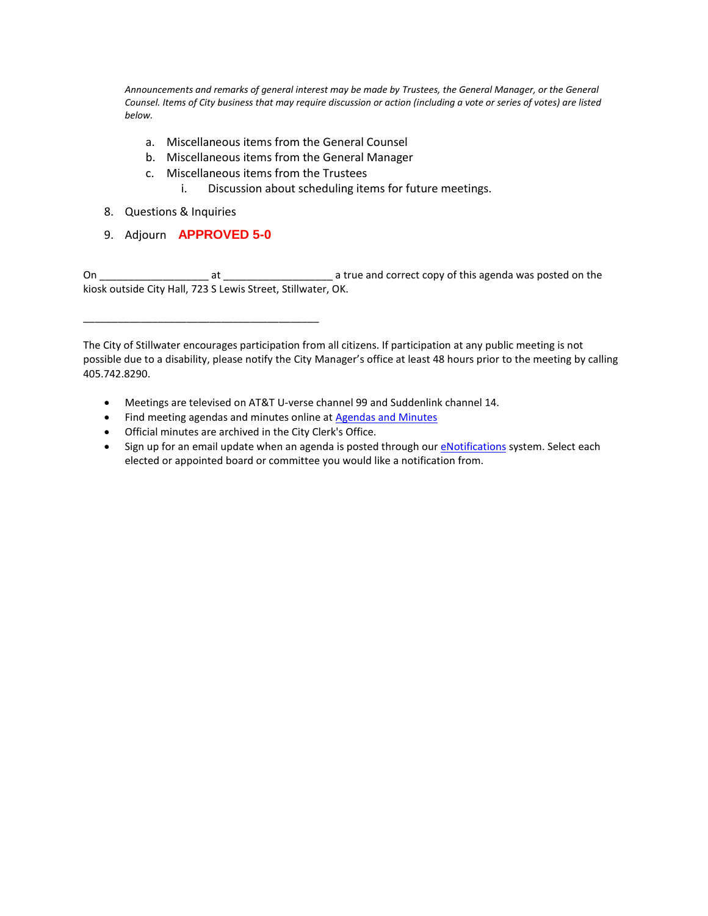*Announcements and remarks of general interest may be made by Trustees, the General Manager, or the General Counsel. Items of City business that may require discussion or action (including a vote or series of votes) are listed below.*

a. Miscellaneous items from the General Counsel
b. Miscellaneous items from the General Manager
c. Miscellaneous items from the Trustees
    i. Discussion about scheduling items for future meetings.

8. Questions & Inquiries

9. Adjourn **APPROVED 5-0**

On __________________ at __________________ a true and correct copy of this agenda was posted on the kiosk outside City Hall, 723 S Lewis Street, Stillwater, OK.

________________________________________

The City of Stillwater encourages participation from all citizens. If participation at any public meeting is not possible due to a disability, please notify the City Manager's office at least 48 hours prior to the meeting by calling 405.742.8290.

- Meetings are televised on AT&T U-verse channel 99 and Suddenlink channel 14.
- Find meeting agendas and minutes online at Agendas and Minutes
- Official minutes are archived in the City Clerk's Office.
- Sign up for an email update when an agenda is posted through our eNotifications system. Select each elected or appointed board or committee you would like a notification from.